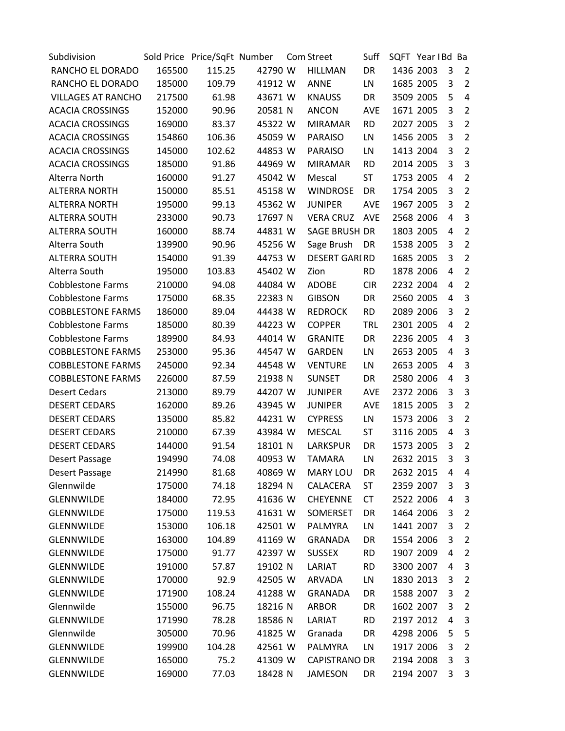| Subdivision | Sold Price | Price/SqFt | Number | Com | Street | Suff | SQFT | Year I | Bd | Ba |
|---|---|---|---|---|---|---|---|---|---|---|
| RANCHO EL DORADO | 165500 | 115.25 | 42790 | W | HILLMAN | DR | 1436 | 2003 | 3 | 2 |
| RANCHO EL DORADO | 185000 | 109.79 | 41912 | W | ANNE | LN | 1685 | 2005 | 3 | 2 |
| VILLAGES AT RANCHO | 217500 | 61.98 | 43671 | W | KNAUSS | DR | 3509 | 2005 | 5 | 4 |
| ACACIA CROSSINGS | 152000 | 90.96 | 20581 | N | ANCON | AVE | 1671 | 2005 | 3 | 2 |
| ACACIA CROSSINGS | 169000 | 83.37 | 45322 | W | MIRAMAR | RD | 2027 | 2005 | 3 | 2 |
| ACACIA CROSSINGS | 154860 | 106.36 | 45059 | W | PARAISO | LN | 1456 | 2005 | 3 | 2 |
| ACACIA CROSSINGS | 145000 | 102.62 | 44853 | W | PARAISO | LN | 1413 | 2004 | 3 | 2 |
| ACACIA CROSSINGS | 185000 | 91.86 | 44969 | W | MIRAMAR | RD | 2014 | 2005 | 3 | 3 |
| Alterra North | 160000 | 91.27 | 45042 | W | Mescal | ST | 1753 | 2005 | 4 | 2 |
| ALTERRA NORTH | 150000 | 85.51 | 45158 | W | WINDROSE | DR | 1754 | 2005 | 3 | 2 |
| ALTERRA NORTH | 195000 | 99.13 | 45362 | W | JUNIPER | AVE | 1967 | 2005 | 3 | 2 |
| ALTERRA SOUTH | 233000 | 90.73 | 17697 | N | VERA CRUZ | AVE | 2568 | 2006 | 4 | 3 |
| ALTERRA SOUTH | 160000 | 88.74 | 44831 | W | SAGE BRUSH | DR | 1803 | 2005 | 4 | 2 |
| Alterra South | 139900 | 90.96 | 45256 | W | Sage Brush | DR | 1538 | 2005 | 3 | 2 |
| ALTERRA SOUTH | 154000 | 91.39 | 44753 | W | DESERT GARI | RD | 1685 | 2005 | 3 | 2 |
| Alterra South | 195000 | 103.83 | 45402 | W | Zion | RD | 1878 | 2006 | 4 | 2 |
| Cobblestone Farms | 210000 | 94.08 | 44084 | W | ADOBE | CIR | 2232 | 2004 | 4 | 2 |
| Cobblestone Farms | 175000 | 68.35 | 22383 | N | GIBSON | DR | 2560 | 2005 | 4 | 3 |
| COBBLESTONE FARMS | 186000 | 89.04 | 44438 | W | REDROCK | RD | 2089 | 2006 | 3 | 2 |
| Cobblestone Farms | 185000 | 80.39 | 44223 | W | COPPER | TRL | 2301 | 2005 | 4 | 2 |
| Cobblestone Farms | 189900 | 84.93 | 44014 | W | GRANITE | DR | 2236 | 2005 | 4 | 3 |
| COBBLESTONE FARMS | 253000 | 95.36 | 44547 | W | GARDEN | LN | 2653 | 2005 | 4 | 3 |
| COBBLESTONE FARMS | 245000 | 92.34 | 44548 | W | VENTURE | LN | 2653 | 2005 | 4 | 3 |
| COBBLESTONE FARMS | 226000 | 87.59 | 21938 | N | SUNSET | DR | 2580 | 2006 | 4 | 3 |
| Desert Cedars | 213000 | 89.79 | 44207 | W | JUNIPER | AVE | 2372 | 2006 | 3 | 3 |
| DESERT CEDARS | 162000 | 89.26 | 43945 | W | JUNIPER | AVE | 1815 | 2005 | 3 | 2 |
| DESERT CEDARS | 135000 | 85.82 | 44231 | W | CYPRESS | LN | 1573 | 2006 | 3 | 2 |
| DESERT CEDARS | 210000 | 67.39 | 43984 | W | MESCAL | ST | 3116 | 2005 | 4 | 3 |
| DESERT CEDARS | 144000 | 91.54 | 18101 | N | LARKSPUR | DR | 1573 | 2005 | 3 | 2 |
| Desert Passage | 194990 | 74.08 | 40953 | W | TAMARA | LN | 2632 | 2015 | 3 | 3 |
| Desert Passage | 214990 | 81.68 | 40869 | W | MARY LOU | DR | 2632 | 2015 | 4 | 4 |
| Glennwilde | 175000 | 74.18 | 18294 | N | CALACERA | ST | 2359 | 2007 | 3 | 3 |
| GLENNWILDE | 184000 | 72.95 | 41636 | W | CHEYENNE | CT | 2522 | 2006 | 4 | 3 |
| GLENNWILDE | 175000 | 119.53 | 41631 | W | SOMERSET | DR | 1464 | 2006 | 3 | 2 |
| GLENNWILDE | 153000 | 106.18 | 42501 | W | PALMYRA | LN | 1441 | 2007 | 3 | 2 |
| GLENNWILDE | 163000 | 104.89 | 41169 | W | GRANADA | DR | 1554 | 2006 | 3 | 2 |
| GLENNWILDE | 175000 | 91.77 | 42397 | W | SUSSEX | RD | 1907 | 2009 | 4 | 2 |
| GLENNWILDE | 191000 | 57.87 | 19102 | N | LARIAT | RD | 3300 | 2007 | 4 | 3 |
| GLENNWILDE | 170000 | 92.9 | 42505 | W | ARVADA | LN | 1830 | 2013 | 3 | 2 |
| GLENNWILDE | 171900 | 108.24 | 41288 | W | GRANADA | DR | 1588 | 2007 | 3 | 2 |
| Glennwilde | 155000 | 96.75 | 18216 | N | ARBOR | DR | 1602 | 2007 | 3 | 2 |
| GLENNWILDE | 171990 | 78.28 | 18586 | N | LARIAT | RD | 2197 | 2012 | 4 | 3 |
| Glennwilde | 305000 | 70.96 | 41825 | W | Granada | DR | 4298 | 2006 | 5 | 5 |
| GLENNWILDE | 199900 | 104.28 | 42561 | W | PALMYRA | LN | 1917 | 2006 | 3 | 2 |
| GLENNWILDE | 165000 | 75.2 | 41309 | W | CAPISTRANO | DR | 2194 | 2008 | 3 | 3 |
| GLENNWILDE | 169000 | 77.03 | 18428 | N | JAMESON | DR | 2194 | 2007 | 3 | 3 |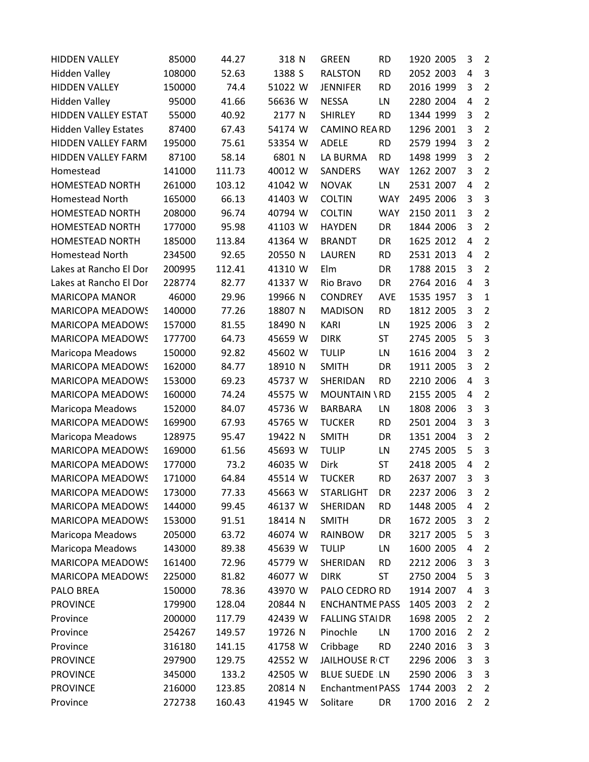| | | | | | | | | | | |
|---|---|---|---|---|---|---|---|---|---|---|
| HIDDEN VALLEY | 85000 | 44.27 | 318 | N | GREEN | RD | 1920 | 2005 | 3 | 2 |
| Hidden Valley | 108000 | 52.63 | 1388 | S | RALSTON | RD | 2052 | 2003 | 4 | 3 |
| HIDDEN VALLEY | 150000 | 74.4 | 51022 | W | JENNIFER | RD | 2016 | 1999 | 3 | 2 |
| Hidden Valley | 95000 | 41.66 | 56636 | W | NESSA | LN | 2280 | 2004 | 4 | 2 |
| HIDDEN VALLEY ESTAT | 55000 | 40.92 | 2177 | N | SHIRLEY | RD | 1344 | 1999 | 3 | 2 |
| Hidden Valley Estates | 87400 | 67.43 | 54174 | W | CAMINO REA | RD | 1296 | 2001 | 3 | 2 |
| HIDDEN VALLEY FARM | 195000 | 75.61 | 53354 | W | ADELE | RD | 2579 | 1994 | 3 | 2 |
| HIDDEN VALLEY FARM | 87100 | 58.14 | 6801 | N | LA BURMA | RD | 1498 | 1999 | 3 | 2 |
| Homestead | 141000 | 111.73 | 40012 | W | SANDERS | WAY | 1262 | 2007 | 3 | 2 |
| HOMESTEAD NORTH | 261000 | 103.12 | 41042 | W | NOVAK | LN | 2531 | 2007 | 4 | 2 |
| Homestead North | 165000 | 66.13 | 41403 | W | COLTIN | WAY | 2495 | 2006 | 3 | 3 |
| HOMESTEAD NORTH | 208000 | 96.74 | 40794 | W | COLTIN | WAY | 2150 | 2011 | 3 | 2 |
| HOMESTEAD NORTH | 177000 | 95.98 | 41103 | W | HAYDEN | DR | 1844 | 2006 | 3 | 2 |
| HOMESTEAD NORTH | 185000 | 113.84 | 41364 | W | BRANDT | DR | 1625 | 2012 | 4 | 2 |
| Homestead North | 234500 | 92.65 | 20550 | N | LAUREN | RD | 2531 | 2013 | 4 | 2 |
| Lakes at Rancho El Dor | 200995 | 112.41 | 41310 | W | Elm | DR | 1788 | 2015 | 3 | 2 |
| Lakes at Rancho El Dor | 228774 | 82.77 | 41337 | W | Rio Bravo | DR | 2764 | 2016 | 4 | 3 |
| MARICOPA MANOR | 46000 | 29.96 | 19966 | N | CONDREY | AVE | 1535 | 1957 | 3 | 1 |
| MARICOPA MEADOWS | 140000 | 77.26 | 18807 | N | MADISON | RD | 1812 | 2005 | 3 | 2 |
| MARICOPA MEADOWS | 157000 | 81.55 | 18490 | N | KARI | LN | 1925 | 2006 | 3 | 2 |
| MARICOPA MEADOWS | 177700 | 64.73 | 45659 | W | DIRK | ST | 2745 | 2005 | 5 | 3 |
| Maricopa Meadows | 150000 | 92.82 | 45602 | W | TULIP | LN | 1616 | 2004 | 3 | 2 |
| MARICOPA MEADOWS | 162000 | 84.77 | 18910 | N | SMITH | DR | 1911 | 2005 | 3 | 2 |
| MARICOPA MEADOWS | 153000 | 69.23 | 45737 | W | SHERIDAN | RD | 2210 | 2006 | 4 | 3 |
| MARICOPA MEADOWS | 160000 | 74.24 | 45575 | W | MOUNTAIN V | RD | 2155 | 2005 | 4 | 2 |
| Maricopa Meadows | 152000 | 84.07 | 45736 | W | BARBARA | LN | 1808 | 2006 | 3 | 3 |
| MARICOPA MEADOWS | 169900 | 67.93 | 45765 | W | TUCKER | RD | 2501 | 2004 | 3 | 3 |
| Maricopa Meadows | 128975 | 95.47 | 19422 | N | SMITH | DR | 1351 | 2004 | 3 | 2 |
| MARICOPA MEADOWS | 169000 | 61.56 | 45693 | W | TULIP | LN | 2745 | 2005 | 5 | 3 |
| MARICOPA MEADOWS | 177000 | 73.2 | 46035 | W | Dirk | ST | 2418 | 2005 | 4 | 2 |
| MARICOPA MEADOWS | 171000 | 64.84 | 45514 | W | TUCKER | RD | 2637 | 2007 | 3 | 3 |
| MARICOPA MEADOWS | 173000 | 77.33 | 45663 | W | STARLIGHT | DR | 2237 | 2006 | 3 | 2 |
| MARICOPA MEADOWS | 144000 | 99.45 | 46137 | W | SHERIDAN | RD | 1448 | 2005 | 4 | 2 |
| MARICOPA MEADOWS | 153000 | 91.51 | 18414 | N | SMITH | DR | 1672 | 2005 | 3 | 2 |
| Maricopa Meadows | 205000 | 63.72 | 46074 | W | RAINBOW | DR | 3217 | 2005 | 5 | 3 |
| Maricopa Meadows | 143000 | 89.38 | 45639 | W | TULIP | LN | 1600 | 2005 | 4 | 2 |
| MARICOPA MEADOWS | 161400 | 72.96 | 45779 | W | SHERIDAN | RD | 2212 | 2006 | 3 | 3 |
| MARICOPA MEADOWS | 225000 | 81.82 | 46077 | W | DIRK | ST | 2750 | 2004 | 5 | 3 |
| PALO BREA | 150000 | 78.36 | 43970 | W | PALO CEDRO | RD | 1914 | 2007 | 4 | 3 |
| PROVINCE | 179900 | 128.04 | 20844 | N | ENCHANTME | PASS | 1405 | 2003 | 2 | 2 |
| Province | 200000 | 117.79 | 42439 | W | FALLING STAI | DR | 1698 | 2005 | 2 | 2 |
| Province | 254267 | 149.57 | 19726 | N | Pinochle | LN | 1700 | 2016 | 2 | 2 |
| Province | 316180 | 141.15 | 41758 | W | Cribbage | RD | 2240 | 2016 | 3 | 3 |
| PROVINCE | 297900 | 129.75 | 42552 | W | JAILHOUSE R | CT | 2296 | 2006 | 3 | 3 |
| PROVINCE | 345000 | 133.2 | 42505 | W | BLUE SUEDE | LN | 2590 | 2006 | 3 | 3 |
| PROVINCE | 216000 | 123.85 | 20814 | N | Enchantment | PASS | 1744 | 2003 | 2 | 2 |
| Province | 272738 | 160.43 | 41945 | W | Solitare | DR | 1700 | 2016 | 2 | 2 |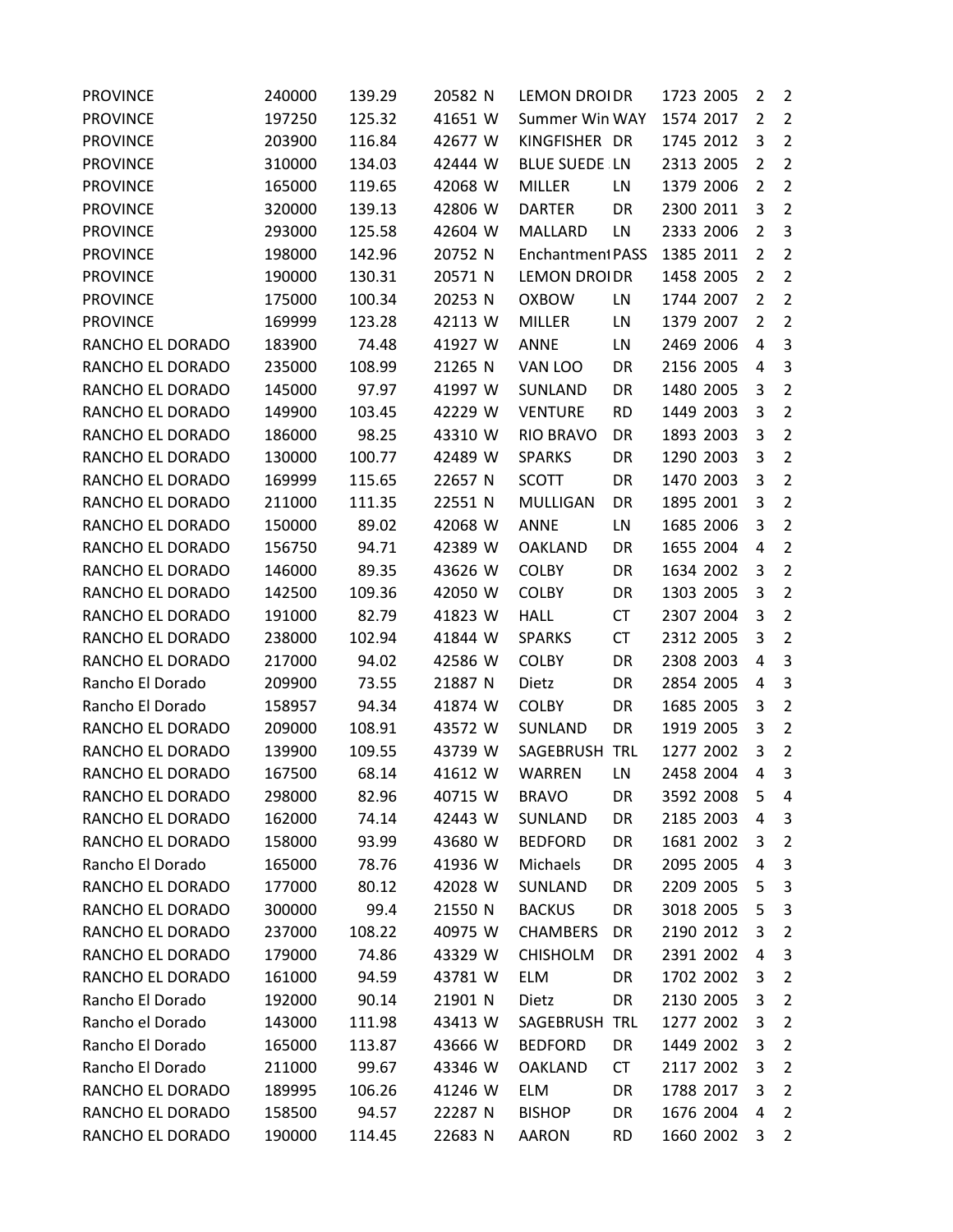| | | | | | | | | | | |
|---|---|---|---|---|---|---|---|---|---|---|
| PROVINCE | 240000 | 139.29 | 20582 | N | LEMON DROI | DR | 1723 | 2005 | 2 | 2 |
| PROVINCE | 197250 | 125.32 | 41651 | W | Summer Win | WAY | 1574 | 2017 | 2 | 2 |
| PROVINCE | 203900 | 116.84 | 42677 | W | KINGFISHER | DR | 1745 | 2012 | 3 | 2 |
| PROVINCE | 310000 | 134.03 | 42444 | W | BLUE SUEDE | LN | 2313 | 2005 | 2 | 2 |
| PROVINCE | 165000 | 119.65 | 42068 | W | MILLER | LN | 1379 | 2006 | 2 | 2 |
| PROVINCE | 320000 | 139.13 | 42806 | W | DARTER | DR | 2300 | 2011 | 3 | 2 |
| PROVINCE | 293000 | 125.58 | 42604 | W | MALLARD | LN | 2333 | 2006 | 2 | 3 |
| PROVINCE | 198000 | 142.96 | 20752 | N | Enchantment | PASS | 1385 | 2011 | 2 | 2 |
| PROVINCE | 190000 | 130.31 | 20571 | N | LEMON DROI | DR | 1458 | 2005 | 2 | 2 |
| PROVINCE | 175000 | 100.34 | 20253 | N | OXBOW | LN | 1744 | 2007 | 2 | 2 |
| PROVINCE | 169999 | 123.28 | 42113 | W | MILLER | LN | 1379 | 2007 | 2 | 2 |
| RANCHO EL DORADO | 183900 | 74.48 | 41927 | W | ANNE | LN | 2469 | 2006 | 4 | 3 |
| RANCHO EL DORADO | 235000 | 108.99 | 21265 | N | VAN LOO | DR | 2156 | 2005 | 4 | 3 |
| RANCHO EL DORADO | 145000 | 97.97 | 41997 | W | SUNLAND | DR | 1480 | 2005 | 3 | 2 |
| RANCHO EL DORADO | 149900 | 103.45 | 42229 | W | VENTURE | RD | 1449 | 2003 | 3 | 2 |
| RANCHO EL DORADO | 186000 | 98.25 | 43310 | W | RIO BRAVO | DR | 1893 | 2003 | 3 | 2 |
| RANCHO EL DORADO | 130000 | 100.77 | 42489 | W | SPARKS | DR | 1290 | 2003 | 3 | 2 |
| RANCHO EL DORADO | 169999 | 115.65 | 22657 | N | SCOTT | DR | 1470 | 2003 | 3 | 2 |
| RANCHO EL DORADO | 211000 | 111.35 | 22551 | N | MULLIGAN | DR | 1895 | 2001 | 3 | 2 |
| RANCHO EL DORADO | 150000 | 89.02 | 42068 | W | ANNE | LN | 1685 | 2006 | 3 | 2 |
| RANCHO EL DORADO | 156750 | 94.71 | 42389 | W | OAKLAND | DR | 1655 | 2004 | 4 | 2 |
| RANCHO EL DORADO | 146000 | 89.35 | 43626 | W | COLBY | DR | 1634 | 2002 | 3 | 2 |
| RANCHO EL DORADO | 142500 | 109.36 | 42050 | W | COLBY | DR | 1303 | 2005 | 3 | 2 |
| RANCHO EL DORADO | 191000 | 82.79 | 41823 | W | HALL | CT | 2307 | 2004 | 3 | 2 |
| RANCHO EL DORADO | 238000 | 102.94 | 41844 | W | SPARKS | CT | 2312 | 2005 | 3 | 2 |
| RANCHO EL DORADO | 217000 | 94.02 | 42586 | W | COLBY | DR | 2308 | 2003 | 4 | 3 |
| Rancho El Dorado | 209900 | 73.55 | 21887 | N | Dietz | DR | 2854 | 2005 | 4 | 3 |
| Rancho El Dorado | 158957 | 94.34 | 41874 | W | COLBY | DR | 1685 | 2005 | 3 | 2 |
| RANCHO EL DORADO | 209000 | 108.91 | 43572 | W | SUNLAND | DR | 1919 | 2005 | 3 | 2 |
| RANCHO EL DORADO | 139900 | 109.55 | 43739 | W | SAGEBRUSH | TRL | 1277 | 2002 | 3 | 2 |
| RANCHO EL DORADO | 167500 | 68.14 | 41612 | W | WARREN | LN | 2458 | 2004 | 4 | 3 |
| RANCHO EL DORADO | 298000 | 82.96 | 40715 | W | BRAVO | DR | 3592 | 2008 | 5 | 4 |
| RANCHO EL DORADO | 162000 | 74.14 | 42443 | W | SUNLAND | DR | 2185 | 2003 | 4 | 3 |
| RANCHO EL DORADO | 158000 | 93.99 | 43680 | W | BEDFORD | DR | 1681 | 2002 | 3 | 2 |
| Rancho El Dorado | 165000 | 78.76 | 41936 | W | Michaels | DR | 2095 | 2005 | 4 | 3 |
| RANCHO EL DORADO | 177000 | 80.12 | 42028 | W | SUNLAND | DR | 2209 | 2005 | 5 | 3 |
| RANCHO EL DORADO | 300000 | 99.4 | 21550 | N | BACKUS | DR | 3018 | 2005 | 5 | 3 |
| RANCHO EL DORADO | 237000 | 108.22 | 40975 | W | CHAMBERS | DR | 2190 | 2012 | 3 | 2 |
| RANCHO EL DORADO | 179000 | 74.86 | 43329 | W | CHISHOLM | DR | 2391 | 2002 | 4 | 3 |
| RANCHO EL DORADO | 161000 | 94.59 | 43781 | W | ELM | DR | 1702 | 2002 | 3 | 2 |
| Rancho El Dorado | 192000 | 90.14 | 21901 | N | Dietz | DR | 2130 | 2005 | 3 | 2 |
| Rancho el Dorado | 143000 | 111.98 | 43413 | W | SAGEBRUSH | TRL | 1277 | 2002 | 3 | 2 |
| Rancho El Dorado | 165000 | 113.87 | 43666 | W | BEDFORD | DR | 1449 | 2002 | 3 | 2 |
| Rancho El Dorado | 211000 | 99.67 | 43346 | W | OAKLAND | CT | 2117 | 2002 | 3 | 2 |
| RANCHO EL DORADO | 189995 | 106.26 | 41246 | W | ELM | DR | 1788 | 2017 | 3 | 2 |
| RANCHO EL DORADO | 158500 | 94.57 | 22287 | N | BISHOP | DR | 1676 | 2004 | 4 | 2 |
| RANCHO EL DORADO | 190000 | 114.45 | 22683 | N | AARON | RD | 1660 | 2002 | 3 | 2 |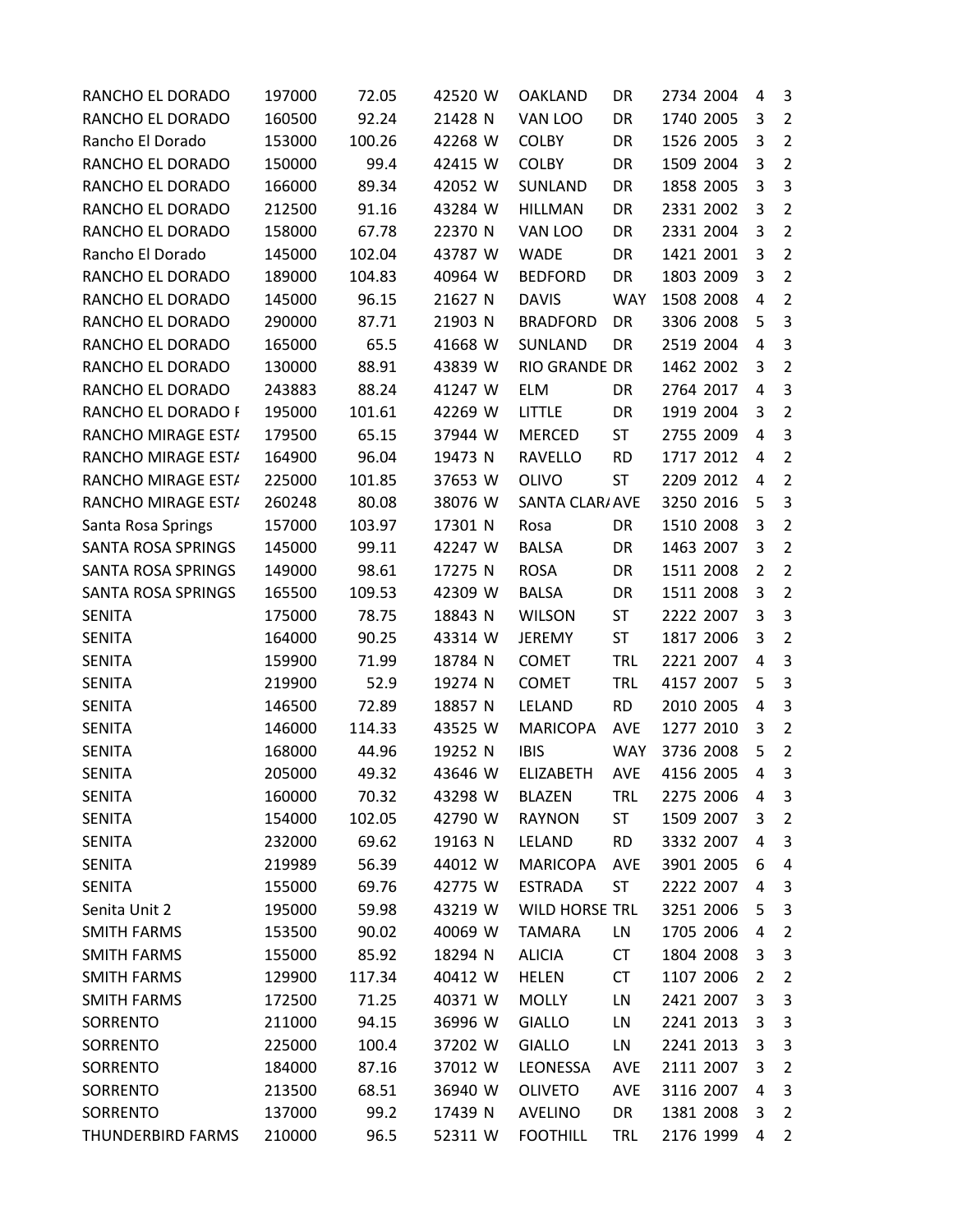| | | | | | | | | | | |
|---|---|---|---|---|---|---|---|---|---|---|
| RANCHO EL DORADO | 197000 | 72.05 | 42520 | W | OAKLAND | DR | 2734 | 2004 | 4 | 3 |
| RANCHO EL DORADO | 160500 | 92.24 | 21428 | N | VAN LOO | DR | 1740 | 2005 | 3 | 2 |
| Rancho El Dorado | 153000 | 100.26 | 42268 | W | COLBY | DR | 1526 | 2005 | 3 | 2 |
| RANCHO EL DORADO | 150000 | 99.4 | 42415 | W | COLBY | DR | 1509 | 2004 | 3 | 2 |
| RANCHO EL DORADO | 166000 | 89.34 | 42052 | W | SUNLAND | DR | 1858 | 2005 | 3 | 3 |
| RANCHO EL DORADO | 212500 | 91.16 | 43284 | W | HILLMAN | DR | 2331 | 2002 | 3 | 2 |
| RANCHO EL DORADO | 158000 | 67.78 | 22370 | N | VAN LOO | DR | 2331 | 2004 | 3 | 2 |
| Rancho El Dorado | 145000 | 102.04 | 43787 | W | WADE | DR | 1421 | 2001 | 3 | 2 |
| RANCHO EL DORADO | 189000 | 104.83 | 40964 | W | BEDFORD | DR | 1803 | 2009 | 3 | 2 |
| RANCHO EL DORADO | 145000 | 96.15 | 21627 | N | DAVIS | WAY | 1508 | 2008 | 4 | 2 |
| RANCHO EL DORADO | 290000 | 87.71 | 21903 | N | BRADFORD | DR | 3306 | 2008 | 5 | 3 |
| RANCHO EL DORADO | 165000 | 65.5 | 41668 | W | SUNLAND | DR | 2519 | 2004 | 4 | 3 |
| RANCHO EL DORADO | 130000 | 88.91 | 43839 | W | RIO GRANDE | DR | 1462 | 2002 | 3 | 2 |
| RANCHO EL DORADO | 243883 | 88.24 | 41247 | W | ELM | DR | 2764 | 2017 | 4 | 3 |
| RANCHO EL DORADO F | 195000 | 101.61 | 42269 | W | LITTLE | DR | 1919 | 2004 | 3 | 2 |
| RANCHO MIRAGE ESTA | 179500 | 65.15 | 37944 | W | MERCED | ST | 2755 | 2009 | 4 | 3 |
| RANCHO MIRAGE ESTA | 164900 | 96.04 | 19473 | N | RAVELLO | RD | 1717 | 2012 | 4 | 2 |
| RANCHO MIRAGE ESTA | 225000 | 101.85 | 37653 | W | OLIVO | ST | 2209 | 2012 | 4 | 2 |
| RANCHO MIRAGE ESTA | 260248 | 80.08 | 38076 | W | SANTA CLARA | AVE | 3250 | 2016 | 5 | 3 |
| Santa Rosa Springs | 157000 | 103.97 | 17301 | N | Rosa | DR | 1510 | 2008 | 3 | 2 |
| SANTA ROSA SPRINGS | 145000 | 99.11 | 42247 | W | BALSA | DR | 1463 | 2007 | 3 | 2 |
| SANTA ROSA SPRINGS | 149000 | 98.61 | 17275 | N | ROSA | DR | 1511 | 2008 | 2 | 2 |
| SANTA ROSA SPRINGS | 165500 | 109.53 | 42309 | W | BALSA | DR | 1511 | 2008 | 3 | 2 |
| SENITA | 175000 | 78.75 | 18843 | N | WILSON | ST | 2222 | 2007 | 3 | 3 |
| SENITA | 164000 | 90.25 | 43314 | W | JEREMY | ST | 1817 | 2006 | 3 | 2 |
| SENITA | 159900 | 71.99 | 18784 | N | COMET | TRL | 2221 | 2007 | 4 | 3 |
| SENITA | 219900 | 52.9 | 19274 | N | COMET | TRL | 4157 | 2007 | 5 | 3 |
| SENITA | 146500 | 72.89 | 18857 | N | LELAND | RD | 2010 | 2005 | 4 | 3 |
| SENITA | 146000 | 114.33 | 43525 | W | MARICOPA | AVE | 1277 | 2010 | 3 | 2 |
| SENITA | 168000 | 44.96 | 19252 | N | IBIS | WAY | 3736 | 2008 | 5 | 2 |
| SENITA | 205000 | 49.32 | 43646 | W | ELIZABETH | AVE | 4156 | 2005 | 4 | 3 |
| SENITA | 160000 | 70.32 | 43298 | W | BLAZEN | TRL | 2275 | 2006 | 4 | 3 |
| SENITA | 154000 | 102.05 | 42790 | W | RAYNON | ST | 1509 | 2007 | 3 | 2 |
| SENITA | 232000 | 69.62 | 19163 | N | LELAND | RD | 3332 | 2007 | 4 | 3 |
| SENITA | 219989 | 56.39 | 44012 | W | MARICOPA | AVE | 3901 | 2005 | 6 | 4 |
| SENITA | 155000 | 69.76 | 42775 | W | ESTRADA | ST | 2222 | 2007 | 4 | 3 |
| Senita Unit 2 | 195000 | 59.98 | 43219 | W | WILD HORSE | TRL | 3251 | 2006 | 5 | 3 |
| SMITH FARMS | 153500 | 90.02 | 40069 | W | TAMARA | LN | 1705 | 2006 | 4 | 2 |
| SMITH FARMS | 155000 | 85.92 | 18294 | N | ALICIA | CT | 1804 | 2008 | 3 | 3 |
| SMITH FARMS | 129900 | 117.34 | 40412 | W | HELEN | CT | 1107 | 2006 | 2 | 2 |
| SMITH FARMS | 172500 | 71.25 | 40371 | W | MOLLY | LN | 2421 | 2007 | 3 | 3 |
| SORRENTO | 211000 | 94.15 | 36996 | W | GIALLO | LN | 2241 | 2013 | 3 | 3 |
| SORRENTO | 225000 | 100.4 | 37202 | W | GIALLO | LN | 2241 | 2013 | 3 | 3 |
| SORRENTO | 184000 | 87.16 | 37012 | W | LEONESSA | AVE | 2111 | 2007 | 3 | 2 |
| SORRENTO | 213500 | 68.51 | 36940 | W | OLIVETO | AVE | 3116 | 2007 | 4 | 3 |
| SORRENTO | 137000 | 99.2 | 17439 | N | AVELINO | DR | 1381 | 2008 | 3 | 2 |
| THUNDERBIRD FARMS | 210000 | 96.5 | 52311 | W | FOOTHILL | TRL | 2176 | 1999 | 4 | 2 |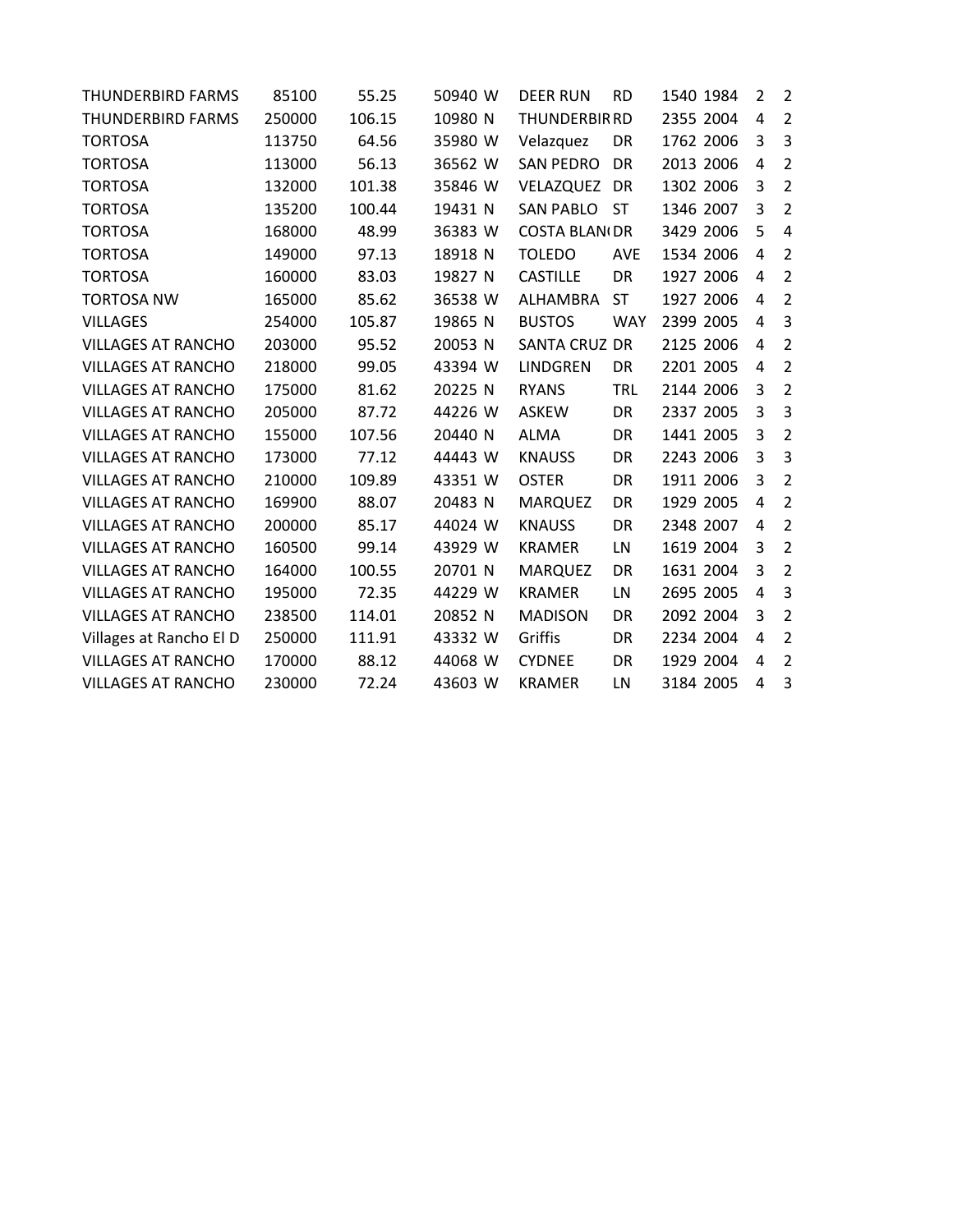| | | | | | | | | | | |
|---|---|---|---|---|---|---|---|---|---|---|
| THUNDERBIRD FARMS | 85100 | 55.25 | 50940 | W | DEER RUN | RD | 1540 | 1984 | 2 | 2 |
| THUNDERBIRD FARMS | 250000 | 106.15 | 10980 | N | THUNDERBIR | RD | 2355 | 2004 | 4 | 2 |
| TORTOSA | 113750 | 64.56 | 35980 | W | Velazquez | DR | 1762 | 2006 | 3 | 3 |
| TORTOSA | 113000 | 56.13 | 36562 | W | SAN PEDRO | DR | 2013 | 2006 | 4 | 2 |
| TORTOSA | 132000 | 101.38 | 35846 | W | VELAZQUEZ | DR | 1302 | 2006 | 3 | 2 |
| TORTOSA | 135200 | 100.44 | 19431 | N | SAN PABLO | ST | 1346 | 2007 | 3 | 2 |
| TORTOSA | 168000 | 48.99 | 36383 | W | COSTA BLAN( | DR | 3429 | 2006 | 5 | 4 |
| TORTOSA | 149000 | 97.13 | 18918 | N | TOLEDO | AVE | 1534 | 2006 | 4 | 2 |
| TORTOSA | 160000 | 83.03 | 19827 | N | CASTILLE | DR | 1927 | 2006 | 4 | 2 |
| TORTOSA NW | 165000 | 85.62 | 36538 | W | ALHAMBRA | ST | 1927 | 2006 | 4 | 2 |
| VILLAGES | 254000 | 105.87 | 19865 | N | BUSTOS | WAY | 2399 | 2005 | 4 | 3 |
| VILLAGES AT RANCHO | 203000 | 95.52 | 20053 | N | SANTA CRUZ | DR | 2125 | 2006 | 4 | 2 |
| VILLAGES AT RANCHO | 218000 | 99.05 | 43394 | W | LINDGREN | DR | 2201 | 2005 | 4 | 2 |
| VILLAGES AT RANCHO | 175000 | 81.62 | 20225 | N | RYANS | TRL | 2144 | 2006 | 3 | 2 |
| VILLAGES AT RANCHO | 205000 | 87.72 | 44226 | W | ASKEW | DR | 2337 | 2005 | 3 | 3 |
| VILLAGES AT RANCHO | 155000 | 107.56 | 20440 | N | ALMA | DR | 1441 | 2005 | 3 | 2 |
| VILLAGES AT RANCHO | 173000 | 77.12 | 44443 | W | KNAUSS | DR | 2243 | 2006 | 3 | 3 |
| VILLAGES AT RANCHO | 210000 | 109.89 | 43351 | W | OSTER | DR | 1911 | 2006 | 3 | 2 |
| VILLAGES AT RANCHO | 169900 | 88.07 | 20483 | N | MARQUEZ | DR | 1929 | 2005 | 4 | 2 |
| VILLAGES AT RANCHO | 200000 | 85.17 | 44024 | W | KNAUSS | DR | 2348 | 2007 | 4 | 2 |
| VILLAGES AT RANCHO | 160500 | 99.14 | 43929 | W | KRAMER | LN | 1619 | 2004 | 3 | 2 |
| VILLAGES AT RANCHO | 164000 | 100.55 | 20701 | N | MARQUEZ | DR | 1631 | 2004 | 3 | 2 |
| VILLAGES AT RANCHO | 195000 | 72.35 | 44229 | W | KRAMER | LN | 2695 | 2005 | 4 | 3 |
| VILLAGES AT RANCHO | 238500 | 114.01 | 20852 | N | MADISON | DR | 2092 | 2004 | 3 | 2 |
| Villages at Rancho El D | 250000 | 111.91 | 43332 | W | Griffis | DR | 2234 | 2004 | 4 | 2 |
| VILLAGES AT RANCHO | 170000 | 88.12 | 44068 | W | CYDNEE | DR | 1929 | 2004 | 4 | 2 |
| VILLAGES AT RANCHO | 230000 | 72.24 | 43603 | W | KRAMER | LN | 3184 | 2005 | 4 | 3 |